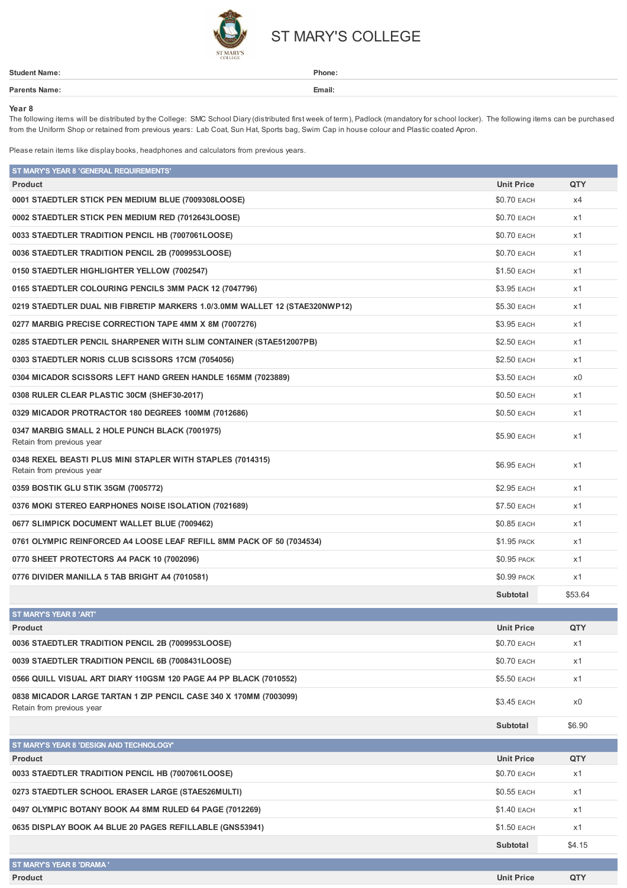# ST MARY'S COLLEGE

| **Student Name:** | **Phone:** |
|---|---|
| **Parents Name:** | **Email:** |

**Year 8**

The following items will be distributed by the College: SMC School Diary (distributed first week of term), Padlock (mandatory for school locker). The following items can be purchased from the Uniform Shop or retained from previous years: Lab Coat, Sun Hat, Sports bag, Swim Cap in house colour and Plastic coated Apron.

Please retain items like display books, headphones and calculators from previous years.

## ST MARY'S YEAR 8 'GENERAL REQUIREMENTS'

| Product | Unit Price | QTY |
|---|---|---|
| **0001 STAEDTLER STICK PEN MEDIUM BLUE (7009308LOOSE)** | $0.70 EACH | x4 |
| **0002 STAEDTLER STICK PEN MEDIUM RED (7012643LOOSE)** | $0.70 EACH | x1 |
| **0033 STAEDTLER TRADITION PENCIL HB (7007061LOOSE)** | $0.70 EACH | x1 |
| **0036 STAEDTLER TRADITION PENCIL 2B (7009953LOOSE)** | $0.70 EACH | x1 |
| **0150 STAEDTLER HIGHLIGHTER YELLOW (7002547)** | $1.50 EACH | x1 |
| **0165 STAEDTLER COLOURING PENCILS 3MM PACK 12 (7047796)** | $3.95 EACH | x1 |
| **0219 STAEDTLER DUAL NIB FIBRETIP MARKERS 1.0/3.0MM WALLET 12 (STAE320NWP12)** | $5.30 EACH | x1 |
| **0277 MARBIG PRECISE CORRECTION TAPE 4MM X 8M (7007276)** | $3.95 EACH | x1 |
| **0285 STAEDTLER PENCIL SHARPENER WITH SLIM CONTAINER (STAE512007PB)** | $2.50 EACH | x1 |
| **0303 STAEDTLER NORIS CLUB SCISSORS 17CM (7054056)** | $2.50 EACH | x1 |
| **0304 MICADOR SCISSORS LEFT HAND GREEN HANDLE 165MM (7023889)** | $3.50 EACH | x0 |
| **0308 RULER CLEAR PLASTIC 30CM (SHEF30-2017)** | $0.50 EACH | x1 |
| **0329 MICADOR PROTRACTOR 180 DEGREES 100MM (7012686)** | $0.50 EACH | x1 |
| **0347 MARBIG SMALL 2 HOLE PUNCH BLACK (7001975)** Retain from previous year | $5.90 EACH | x1 |
| **0348 REXEL BEASTI PLUS MINI STAPLER WITH STAPLES (7014315)** Retain from previous year | $6.95 EACH | x1 |
| **0359 BOSTIK GLU STIK 35GM (7005772)** | $2.95 EACH | x1 |
| **0376 MOKI STEREO EARPHONES NOISE ISOLATION (7021689)** | $7.50 EACH | x1 |
| **0677 SLIMPICK DOCUMENT WALLET BLUE (7009462)** | $0.85 EACH | x1 |
| **0761 OLYMPIC REINFORCED A4 LOOSE LEAF REFILL 8MM PACK OF 50 (7034534)** | $1.95 PACK | x1 |
| **0770 SHEET PROTECTORS A4 PACK 10 (7002096)** | $0.95 PACK | x1 |
| **0776 DIVIDER MANILLA 5 TAB BRIGHT A4 (7010581)** | $0.99 PACK | x1 |
| | **Subtotal** | $53.64 |

## ST MARY'S YEAR 8 'ART'

| Product | Unit Price | QTY |
|---|---|---|
| **0036 STAEDTLER TRADITION PENCIL 2B (7009953LOOSE)** | $0.70 EACH | x1 |
| **0039 STAEDTLER TRADITION PENCIL 6B (7008431LOOSE)** | $0.70 EACH | x1 |
| **0566 QUILL VISUAL ART DIARY 110GSM 120 PAGE A4 PP BLACK (7010552)** | $5.50 EACH | x1 |
| **0838 MICADOR LARGE TARTAN 1 ZIP PENCIL CASE 340 X 170MM (7003099)** Retain from previous year | $3.45 EACH | x0 |
| | **Subtotal** | $6.90 |

## ST MARY'S YEAR 8 'DESIGN AND TECHNOLOGY'

| Product | Unit Price | QTY |
|---|---|---|
| **0033 STAEDTLER TRADITION PENCIL HB (7007061LOOSE)** | $0.70 EACH | x1 |
| **0273 STAEDTLER SCHOOL ERASER LARGE (STAE526MULTI)** | $0.55 EACH | x1 |
| **0497 OLYMPIC BOTANY BOOK A4 8MM RULED 64 PAGE (7012269)** | $1.40 EACH | x1 |
| **0635 DISPLAY BOOK A4 BLUE 20 PAGES REFILLABLE (GNS53941)** | $1.50 EACH | x1 |
| | **Subtotal** | $4.15 |

## ST MARY'S YEAR 8 'DRAMA '

| Product | Unit Price | QTY |
|---|---|---|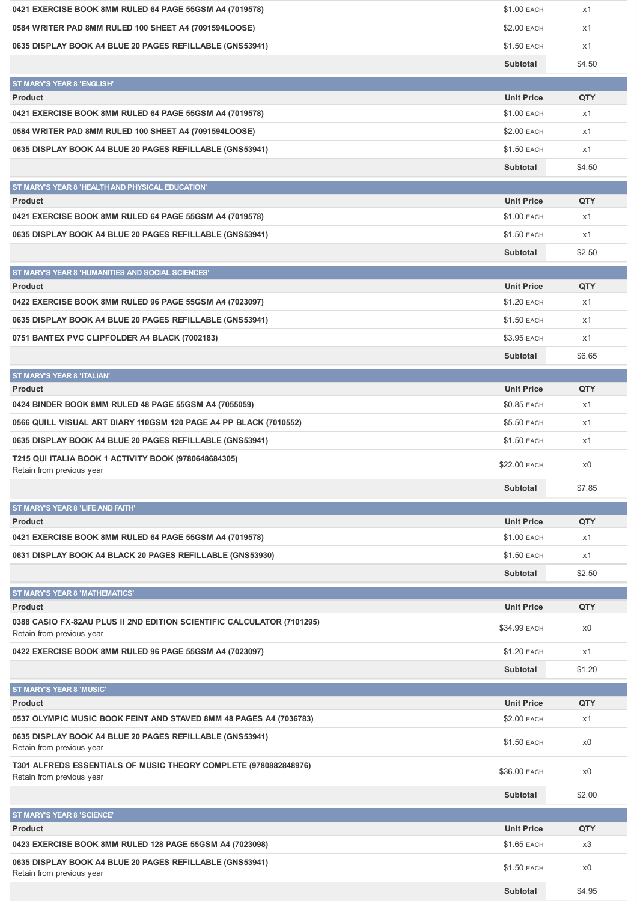| Product | Unit Price | QTY |
|---|---|---|
| 0421 EXERCISE BOOK 8MM RULED 64 PAGE 55GSM A4 (7019578) | $1.00 EACH | x1 |
| 0584 WRITER PAD 8MM RULED 100 SHEET A4 (7091594LOOSE) | $2.00 EACH | x1 |
| 0635 DISPLAY BOOK A4 BLUE 20 PAGES REFILLABLE (GNS53941) | $1.50 EACH | x1 |
| | **Subtotal** | $4.50 |

## ST MARY'S YEAR 8 'ENGLISH'

| Product | Unit Price | QTY |
|---|---|---|
| 0421 EXERCISE BOOK 8MM RULED 64 PAGE 55GSM A4 (7019578) | $1.00 EACH | x1 |
| 0584 WRITER PAD 8MM RULED 100 SHEET A4 (7091594LOOSE) | $2.00 EACH | x1 |
| 0635 DISPLAY BOOK A4 BLUE 20 PAGES REFILLABLE (GNS53941) | $1.50 EACH | x1 |
| | **Subtotal** | $4.50 |

## ST MARY'S YEAR 8 'HEALTH AND PHYSICAL EDUCATION'

| Product | Unit Price | QTY |
|---|---|---|
| 0421 EXERCISE BOOK 8MM RULED 64 PAGE 55GSM A4 (7019578) | $1.00 EACH | x1 |
| 0635 DISPLAY BOOK A4 BLUE 20 PAGES REFILLABLE (GNS53941) | $1.50 EACH | x1 |
| | **Subtotal** | $2.50 |

## ST MARY'S YEAR 8 'HUMANITIES AND SOCIAL SCIENCES'

| Product | Unit Price | QTY |
|---|---|---|
| 0422 EXERCISE BOOK 8MM RULED 96 PAGE 55GSM A4 (7023097) | $1.20 EACH | x1 |
| 0635 DISPLAY BOOK A4 BLUE 20 PAGES REFILLABLE (GNS53941) | $1.50 EACH | x1 |
| 0751 BANTEX PVC CLIPFOLDER A4 BLACK (7002183) | $3.95 EACH | x1 |
| | **Subtotal** | $6.65 |

## ST MARY'S YEAR 8 'ITALIAN'

| Product | Unit Price | QTY |
|---|---|---|
| 0424 BINDER BOOK 8MM RULED 48 PAGE 55GSM A4 (7055059) | $0.85 EACH | x1 |
| 0566 QUILL VISUAL ART DIARY 110GSM 120 PAGE A4 PP BLACK (7010552) | $5.50 EACH | x1 |
| 0635 DISPLAY BOOK A4 BLUE 20 PAGES REFILLABLE (GNS53941) | $1.50 EACH | x1 |
| T215 QUI ITALIA BOOK 1 ACTIVITY BOOK (9780648684305)<br>Retain from previous year | $22.00 EACH | x0 |
| | **Subtotal** | $7.85 |

## ST MARY'S YEAR 8 'LIFE AND FAITH'

| Product | Unit Price | QTY |
|---|---|---|
| 0421 EXERCISE BOOK 8MM RULED 64 PAGE 55GSM A4 (7019578) | $1.00 EACH | x1 |
| 0631 DISPLAY BOOK A4 BLACK 20 PAGES REFILLABLE (GNS53930) | $1.50 EACH | x1 |
| | **Subtotal** | $2.50 |

## ST MARY'S YEAR 8 'MATHEMATICS'

| Product | Unit Price | QTY |
|---|---|---|
| 0388 CASIO FX-82AU PLUS II 2ND EDITION SCIENTIFIC CALCULATOR (7101295)<br>Retain from previous year | $34.99 EACH | x0 |
| 0422 EXERCISE BOOK 8MM RULED 96 PAGE 55GSM A4 (7023097) | $1.20 EACH | x1 |
| | **Subtotal** | $1.20 |

## ST MARY'S YEAR 8 'MUSIC'

| Product | Unit Price | QTY |
|---|---|---|
| 0537 OLYMPIC MUSIC BOOK FEINT AND STAVED 8MM 48 PAGES A4 (7036783) | $2.00 EACH | x1 |
| 0635 DISPLAY BOOK A4 BLUE 20 PAGES REFILLABLE (GNS53941)<br>Retain from previous year | $1.50 EACH | x0 |
| T301 ALFREDS ESSENTIALS OF MUSIC THEORY COMPLETE (9780882848976)<br>Retain from previous year | $36.00 EACH | x0 |
| | **Subtotal** | $2.00 |

## ST MARY'S YEAR 8 'SCIENCE'

| Product | Unit Price | QTY |
|---|---|---|
| 0423 EXERCISE BOOK 8MM RULED 128 PAGE 55GSM A4 (7023098) | $1.65 EACH | x3 |
| 0635 DISPLAY BOOK A4 BLUE 20 PAGES REFILLABLE (GNS53941)<br>Retain from previous year | $1.50 EACH | x0 |
| | **Subtotal** | $4.95 |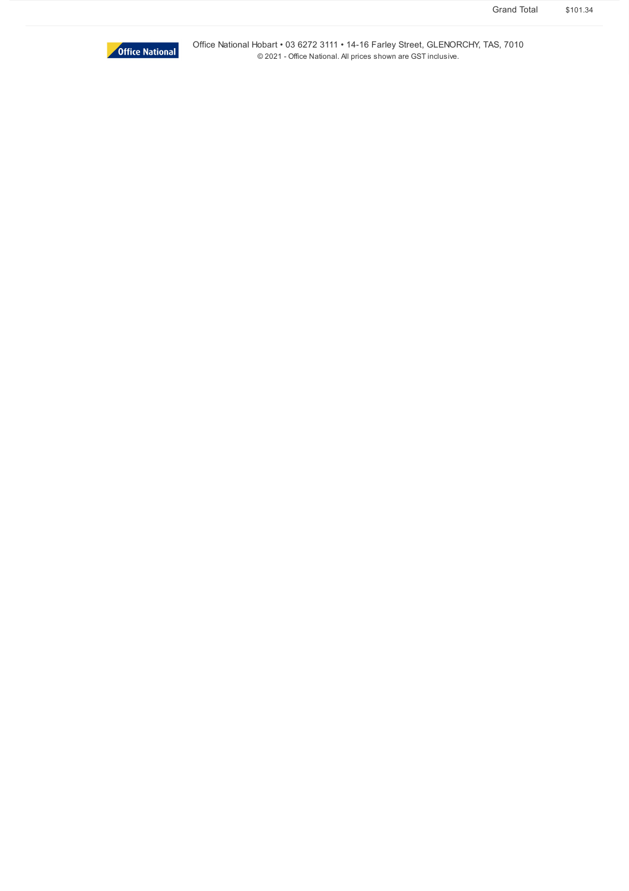| | |
|---|---|
| Grand Total | $101.34 |

Office National

Office National Hobart • 03 6272 3111 • 14-16 Farley Street, GLENORCHY, TAS, 7010

© 2021 - Office National. All prices shown are GST inclusive.